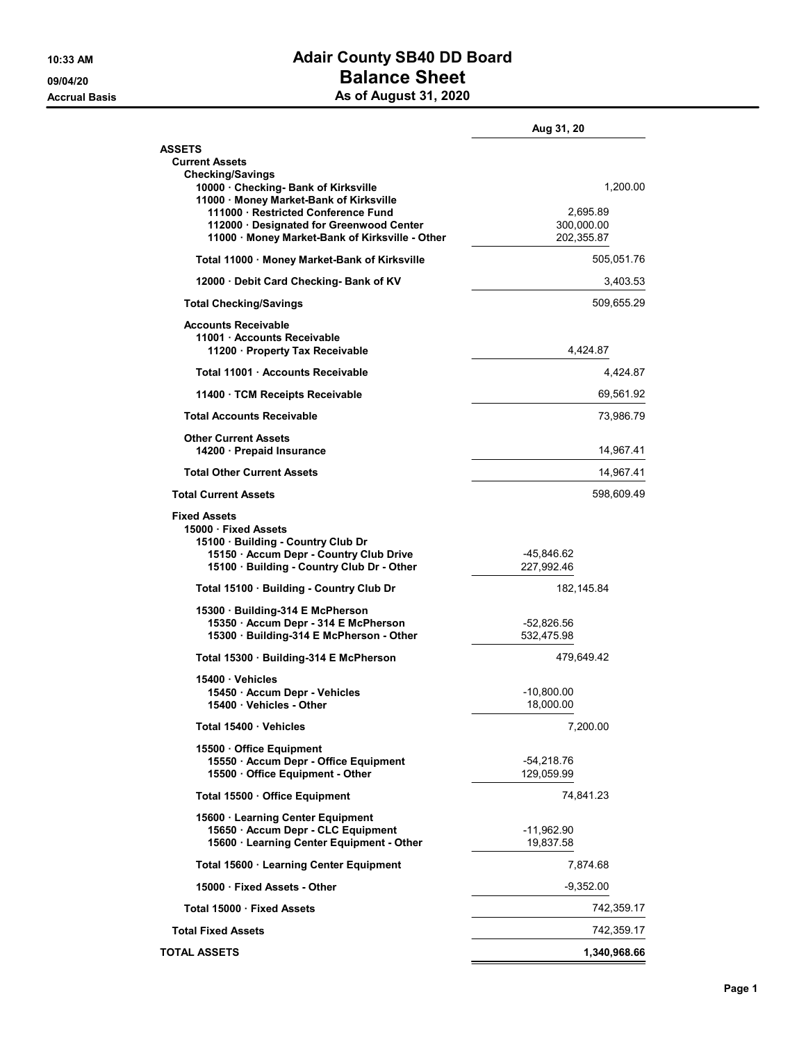# Adair County SB40 DD Board

## Balance Sheet

### As of August 31, 2020

10:33 AM
09/04/20
Accrual Basis

| | Aug 31, 20 | |
|---|---|---|
| **ASSETS** | | |
| **Current Assets** | | |
| **Checking/Savings** | | |
| 10000 · Checking- Bank of Kirksville | | 1,200.00 |
| 11000 · Money Market-Bank of Kirksville | | |
| 111000 · Restricted Conference Fund | 2,695.89 | |
| 112000 · Designated for Greenwood Center | 300,000.00 | |
| 11000 · Money Market-Bank of Kirksville - Other | 202,355.87 | |
| **Total 11000 · Money Market-Bank of Kirksville** | | 505,051.76 |
| 12000 · Debit Card Checking- Bank of KV | | 3,403.53 |
| **Total Checking/Savings** | | 509,655.29 |
| **Accounts Receivable** | | |
| 11001 · Accounts Receivable | | |
| 11200 · Property Tax Receivable | 4,424.87 | |
| **Total 11001 · Accounts Receivable** | | 4,424.87 |
| 11400 · TCM Receipts Receivable | | 69,561.92 |
| **Total Accounts Receivable** | | 73,986.79 |
| **Other Current Assets** | | |
| 14200 · Prepaid Insurance | | 14,967.41 |
| **Total Other Current Assets** | | 14,967.41 |
| **Total Current Assets** | | 598,609.49 |
| **Fixed Assets** | | |
| 15000 · Fixed Assets | | |
| 15100 · Building - Country Club Dr | | |
| 15150 · Accum Depr - Country Club Drive | -45,846.62 | |
| 15100 · Building - Country Club Dr - Other | 227,992.46 | |
| **Total 15100 · Building - Country Club Dr** | 182,145.84 | |
| 15300 · Building-314 E McPherson | | |
| 15350 · Accum Depr - 314 E McPherson | -52,826.56 | |
| 15300 · Building-314 E McPherson - Other | 532,475.98 | |
| **Total 15300 · Building-314 E McPherson** | 479,649.42 | |
| 15400 · Vehicles | | |
| 15450 · Accum Depr - Vehicles | -10,800.00 | |
| 15400 · Vehicles - Other | 18,000.00 | |
| **Total 15400 · Vehicles** | 7,200.00 | |
| 15500 · Office Equipment | | |
| 15550 · Accum Depr - Office Equipment | -54,218.76 | |
| 15500 · Office Equipment - Other | 129,059.99 | |
| **Total 15500 · Office Equipment** | 74,841.23 | |
| 15600 · Learning Center Equipment | | |
| 15650 · Accum Depr - CLC Equipment | -11,962.90 | |
| 15600 · Learning Center Equipment - Other | 19,837.58 | |
| **Total 15600 · Learning Center Equipment** | 7,874.68 | |
| 15000 · Fixed Assets - Other | -9,352.00 | |
| **Total 15000 · Fixed Assets** | | 742,359.17 |
| **Total Fixed Assets** | | 742,359.17 |
| **TOTAL ASSETS** | | **1,340,968.66** |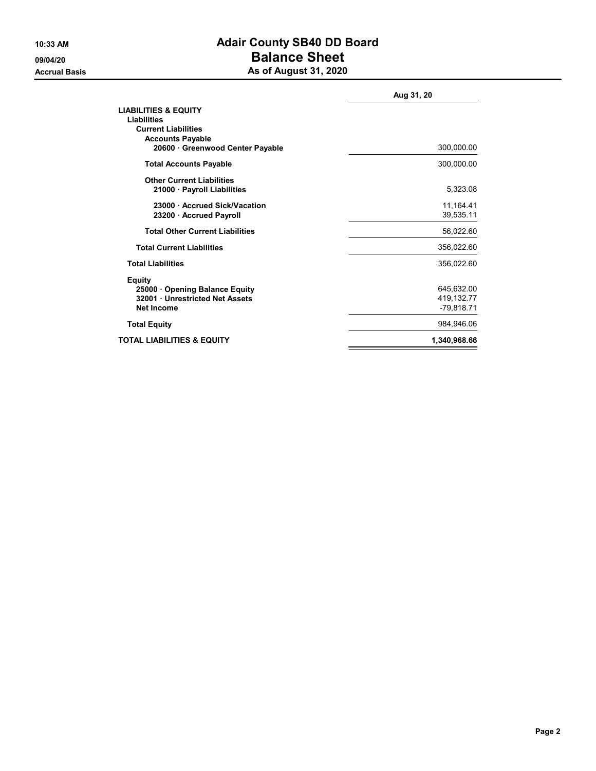# Adair County SB40 DD Board

## Balance Sheet

### As of August 31, 2020

10:33 AM
09/04/20
Accrual Basis

| | Aug 31, 20 |
|---|---|
| **LIABILITIES & EQUITY** | |
| **Liabilities** | |
| **Current Liabilities** | |
| **Accounts Payable** | |
| **20600 · Greenwood Center Payable** | 300,000.00 |
| **Total Accounts Payable** | 300,000.00 |
| **Other Current Liabilities** | |
| **21000 · Payroll Liabilities** | 5,323.08 |
| **23000 · Accrued Sick/Vacation** | 11,164.41 |
| **23200 · Accrued Payroll** | 39,535.11 |
| **Total Other Current Liabilities** | 56,022.60 |
| **Total Current Liabilities** | 356,022.60 |
| **Total Liabilities** | 356,022.60 |
| **Equity** | |
| **25000 · Opening Balance Equity** | 645,632.00 |
| **32001 · Unrestricted Net Assets** | 419,132.77 |
| **Net Income** | -79,818.71 |
| **Total Equity** | 984,946.06 |
| **TOTAL LIABILITIES & EQUITY** | **1,340,968.66** |